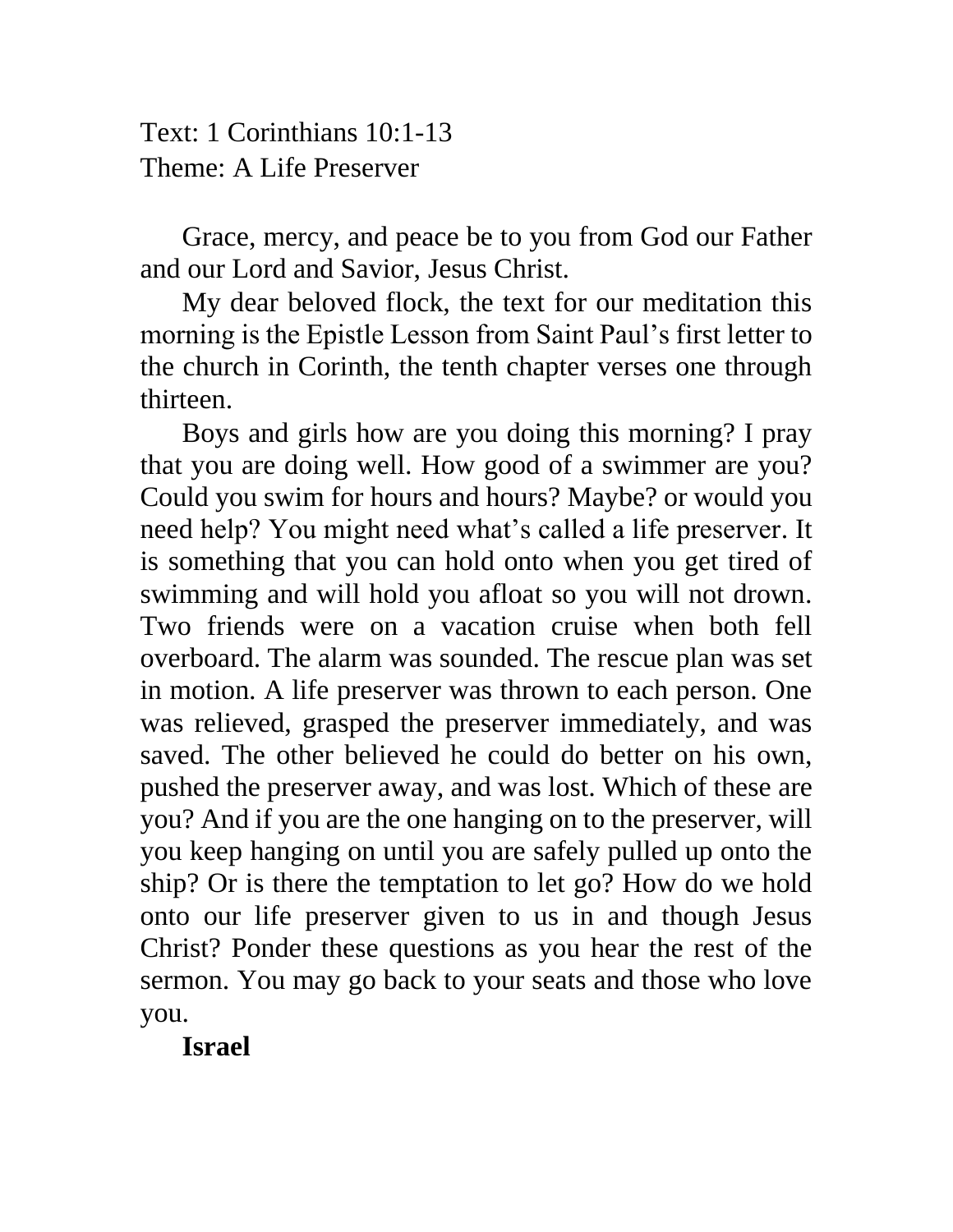Text: 1 Corinthians 10:1-13
Theme: A Life Preserver

Grace, mercy, and peace be to you from God our Father and our Lord and Savior, Jesus Christ.

My dear beloved flock, the text for our meditation this morning is the Epistle Lesson from Saint Paul's first letter to the church in Corinth, the tenth chapter verses one through thirteen.

Boys and girls how are you doing this morning? I pray that you are doing well. How good of a swimmer are you? Could you swim for hours and hours? Maybe? or would you need help? You might need what's called a life preserver. It is something that you can hold onto when you get tired of swimming and will hold you afloat so you will not drown. Two friends were on a vacation cruise when both fell overboard. The alarm was sounded. The rescue plan was set in motion. A life preserver was thrown to each person. One was relieved, grasped the preserver immediately, and was saved. The other believed he could do better on his own, pushed the preserver away, and was lost. Which of these are you? And if you are the one hanging on to the preserver, will you keep hanging on until you are safely pulled up onto the ship? Or is there the temptation to let go? How do we hold onto our life preserver given to us in and though Jesus Christ? Ponder these questions as you hear the rest of the sermon. You may go back to your seats and those who love you.

**Israel**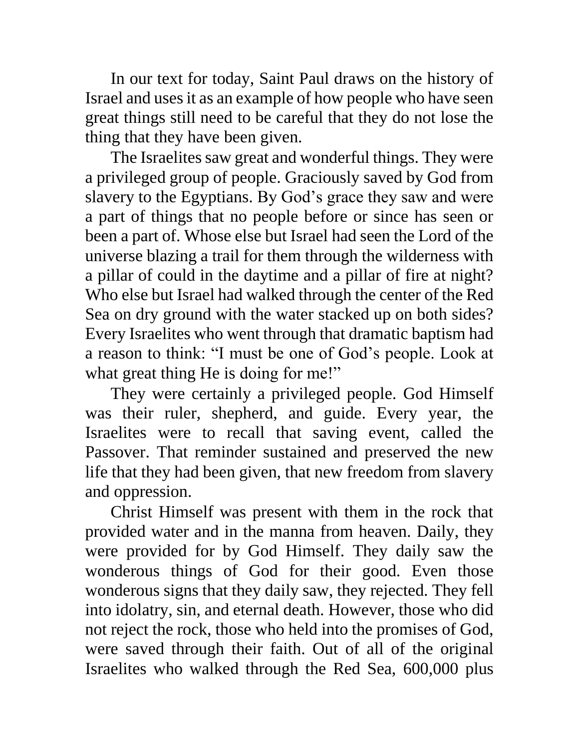In our text for today, Saint Paul draws on the history of Israel and uses it as an example of how people who have seen great things still need to be careful that they do not lose the thing that they have been given.

The Israelites saw great and wonderful things. They were a privileged group of people. Graciously saved by God from slavery to the Egyptians. By God's grace they saw and were a part of things that no people before or since has seen or been a part of. Whose else but Israel had seen the Lord of the universe blazing a trail for them through the wilderness with a pillar of could in the daytime and a pillar of fire at night? Who else but Israel had walked through the center of the Red Sea on dry ground with the water stacked up on both sides? Every Israelites who went through that dramatic baptism had a reason to think: "I must be one of God's people. Look at what great thing He is doing for me!"

They were certainly a privileged people. God Himself was their ruler, shepherd, and guide. Every year, the Israelites were to recall that saving event, called the Passover. That reminder sustained and preserved the new life that they had been given, that new freedom from slavery and oppression.

Christ Himself was present with them in the rock that provided water and in the manna from heaven. Daily, they were provided for by God Himself. They daily saw the wonderous things of God for their good. Even those wonderous signs that they daily saw, they rejected. They fell into idolatry, sin, and eternal death. However, those who did not reject the rock, those who held into the promises of God, were saved through their faith. Out of all of the original Israelites who walked through the Red Sea, 600,000 plus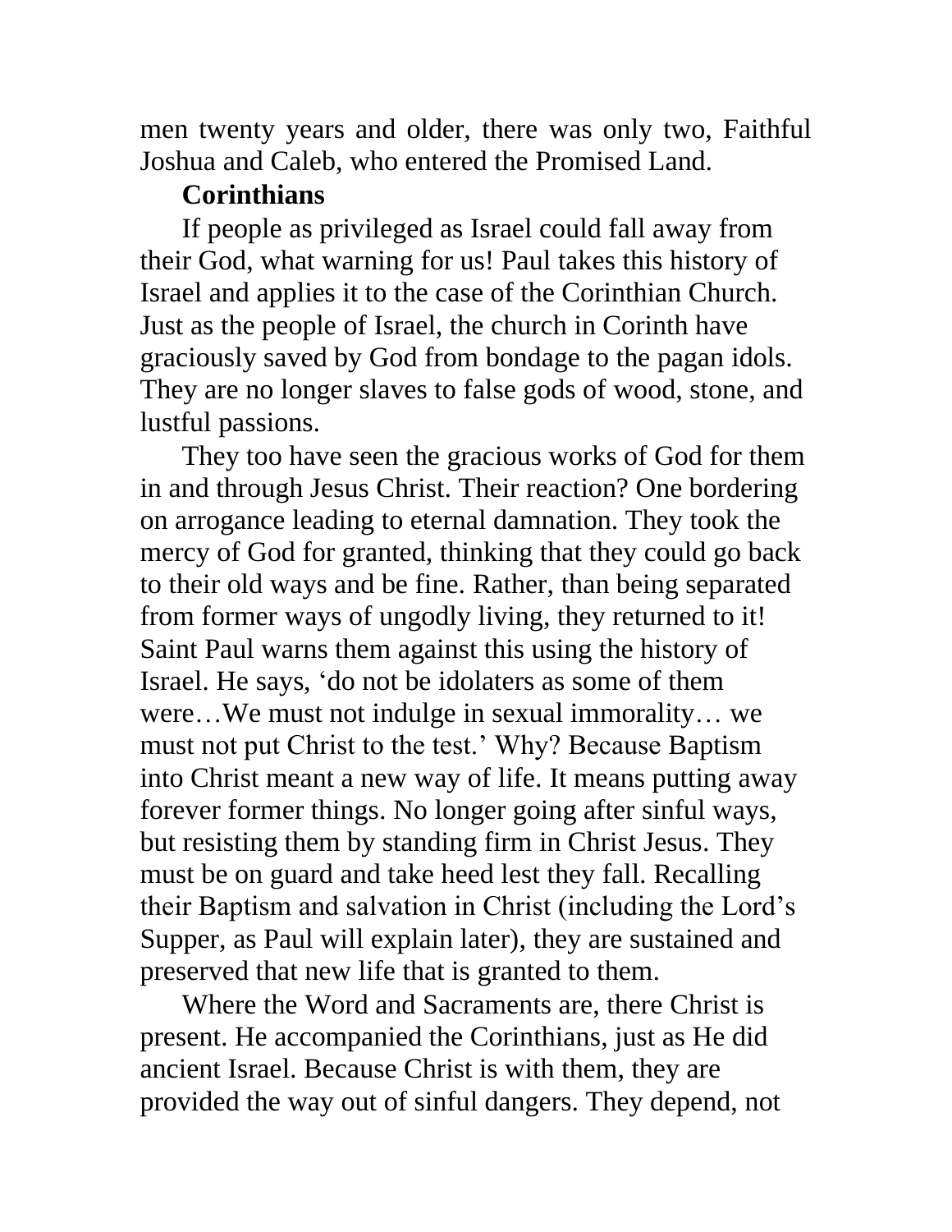men twenty years and older, there was only two, Faithful Joshua and Caleb, who entered the Promised Land.

**Corinthians**

If people as privileged as Israel could fall away from their God, what warning for us! Paul takes this history of Israel and applies it to the case of the Corinthian Church. Just as the people of Israel, the church in Corinth have graciously saved by God from bondage to the pagan idols. They are no longer slaves to false gods of wood, stone, and lustful passions.

They too have seen the gracious works of God for them in and through Jesus Christ. Their reaction? One bordering on arrogance leading to eternal damnation. They took the mercy of God for granted, thinking that they could go back to their old ways and be fine. Rather, than being separated from former ways of ungodly living, they returned to it! Saint Paul warns them against this using the history of Israel. He says, 'do not be idolaters as some of them were…We must not indulge in sexual immorality… we must not put Christ to the test.' Why? Because Baptism into Christ meant a new way of life. It means putting away forever former things. No longer going after sinful ways, but resisting them by standing firm in Christ Jesus. They must be on guard and take heed lest they fall. Recalling their Baptism and salvation in Christ (including the Lord's Supper, as Paul will explain later), they are sustained and preserved that new life that is granted to them.

Where the Word and Sacraments are, there Christ is present. He accompanied the Corinthians, just as He did ancient Israel. Because Christ is with them, they are provided the way out of sinful dangers. They depend, not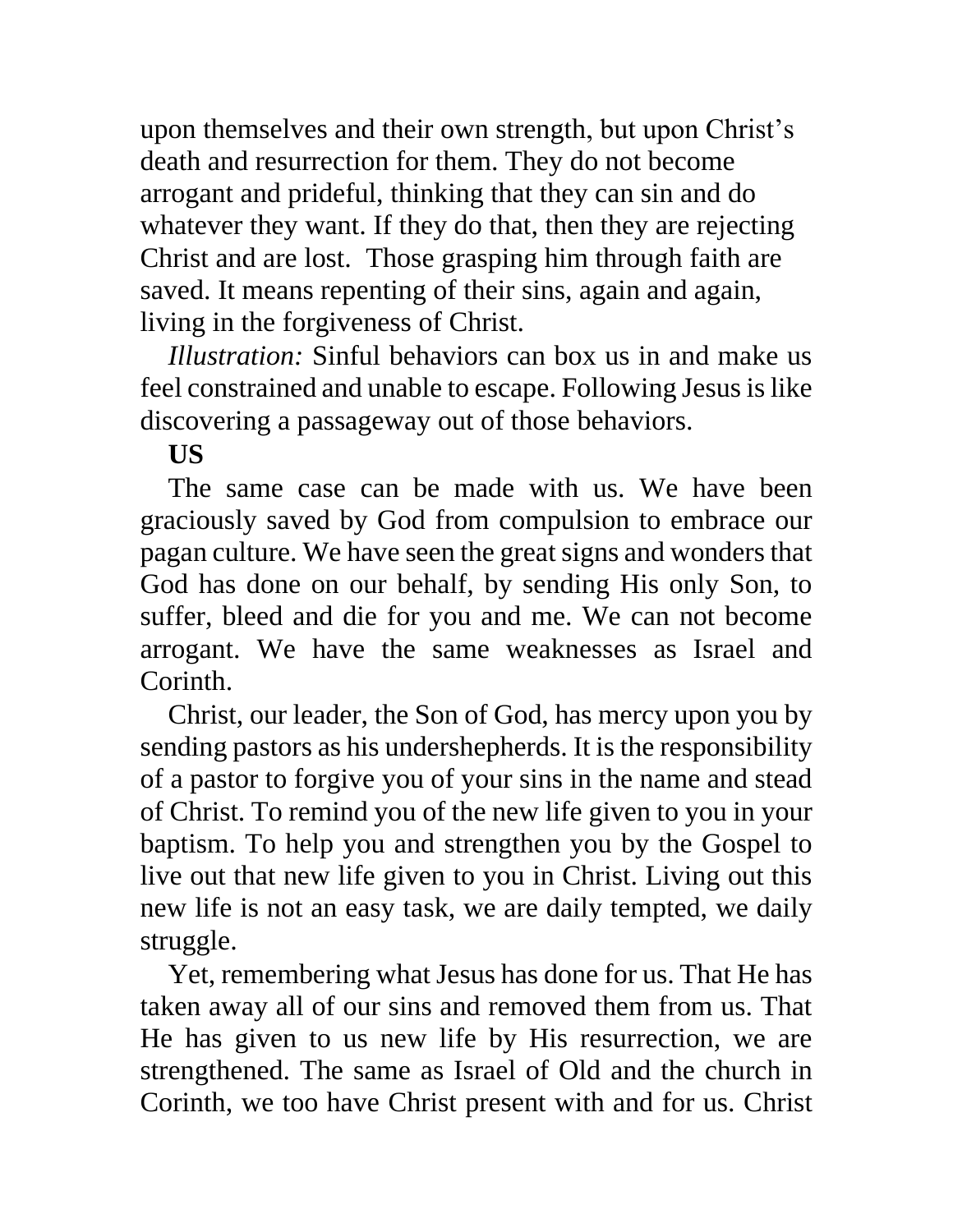upon themselves and their own strength, but upon Christ's death and resurrection for them. They do not become arrogant and prideful, thinking that they can sin and do whatever they want. If they do that, then they are rejecting Christ and are lost. Those grasping him through faith are saved. It means repenting of their sins, again and again, living in the forgiveness of Christ.

*Illustration:* Sinful behaviors can box us in and make us feel constrained and unable to escape. Following Jesus is like discovering a passageway out of those behaviors.

**US**

The same case can be made with us. We have been graciously saved by God from compulsion to embrace our pagan culture. We have seen the great signs and wonders that God has done on our behalf, by sending His only Son, to suffer, bleed and die for you and me. We can not become arrogant. We have the same weaknesses as Israel and Corinth.

Christ, our leader, the Son of God, has mercy upon you by sending pastors as his undershepherds. It is the responsibility of a pastor to forgive you of your sins in the name and stead of Christ. To remind you of the new life given to you in your baptism. To help you and strengthen you by the Gospel to live out that new life given to you in Christ. Living out this new life is not an easy task, we are daily tempted, we daily struggle.

Yet, remembering what Jesus has done for us. That He has taken away all of our sins and removed them from us. That He has given to us new life by His resurrection, we are strengthened. The same as Israel of Old and the church in Corinth, we too have Christ present with and for us. Christ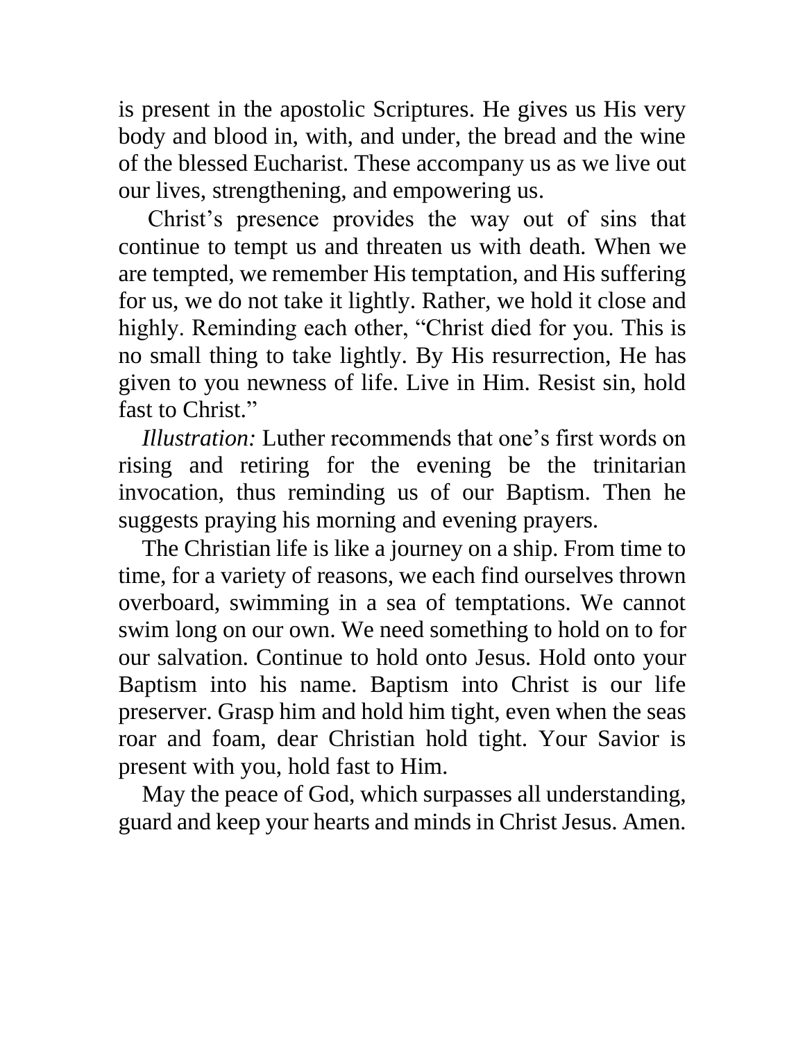is present in the apostolic Scriptures. He gives us His very body and blood in, with, and under, the bread and the wine of the blessed Eucharist. These accompany us as we live out our lives, strengthening, and empowering us.

Christ's presence provides the way out of sins that continue to tempt us and threaten us with death. When we are tempted, we remember His temptation, and His suffering for us, we do not take it lightly. Rather, we hold it close and highly. Reminding each other, "Christ died for you. This is no small thing to take lightly. By His resurrection, He has given to you newness of life. Live in Him. Resist sin, hold fast to Christ."

*Illustration:* Luther recommends that one's first words on rising and retiring for the evening be the trinitarian invocation, thus reminding us of our Baptism. Then he suggests praying his morning and evening prayers.

The Christian life is like a journey on a ship. From time to time, for a variety of reasons, we each find ourselves thrown overboard, swimming in a sea of temptations. We cannot swim long on our own. We need something to hold on to for our salvation. Continue to hold onto Jesus. Hold onto your Baptism into his name. Baptism into Christ is our life preserver. Grasp him and hold him tight, even when the seas roar and foam, dear Christian hold tight. Your Savior is present with you, hold fast to Him.

May the peace of God, which surpasses all understanding, guard and keep your hearts and minds in Christ Jesus. Amen.